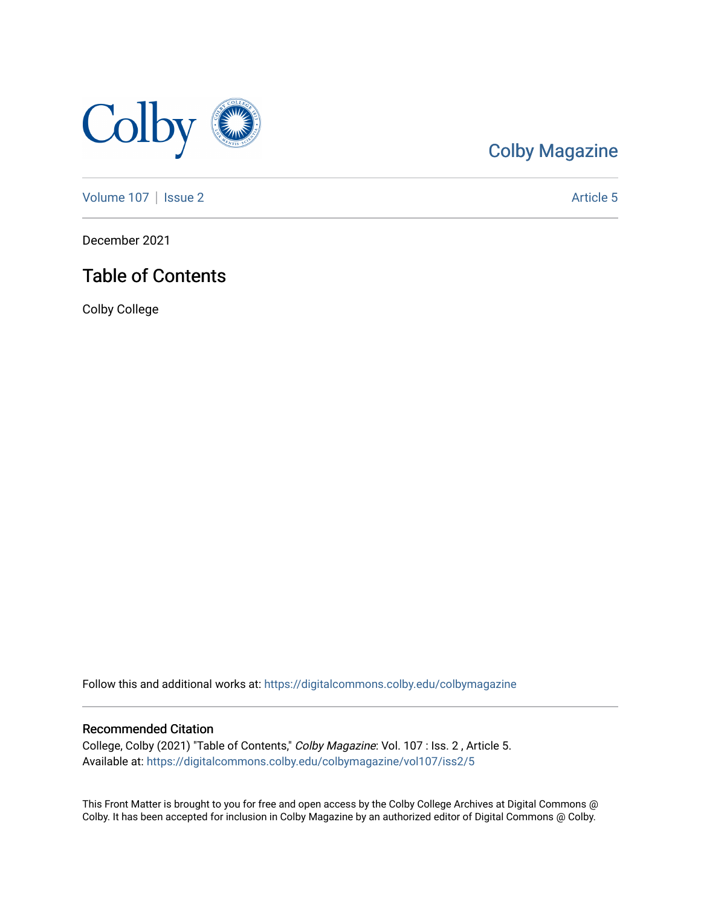Colby Magazine

Volume 107 | Issue 2 — Article 5

December 2021

# Table of Contents

Colby College

Follow this and additional works at: https://digitalcommons.colby.edu/colbymagazine

## Recommended Citation

College, Colby (2021) "Table of Contents," *Colby Magazine*: Vol. 107 : Iss. 2 , Article 5.
Available at: https://digitalcommons.colby.edu/colbymagazine/vol107/iss2/5

This Front Matter is brought to you for free and open access by the Colby College Archives at Digital Commons @ Colby. It has been accepted for inclusion in Colby Magazine by an authorized editor of Digital Commons @ Colby.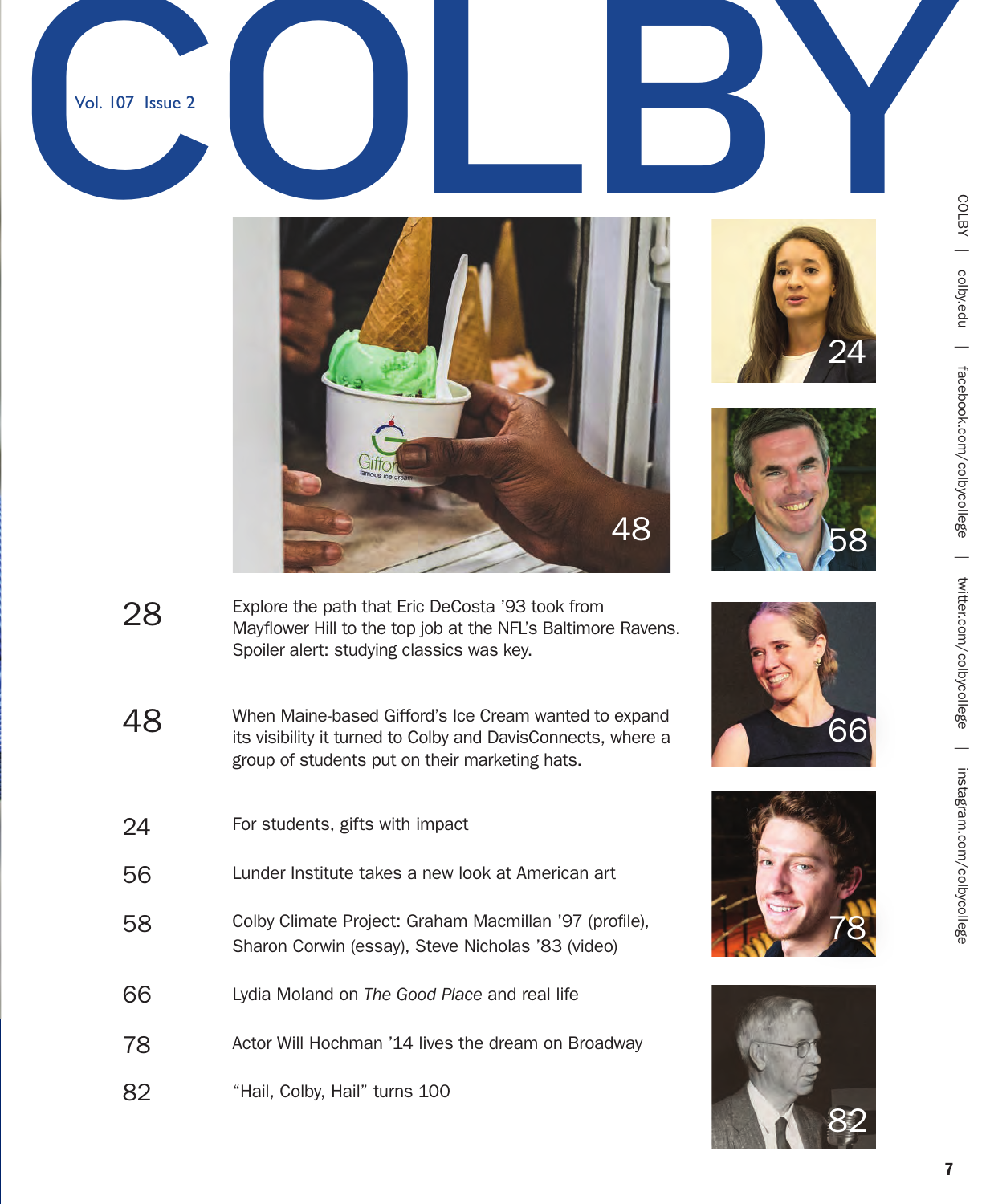# COLBY

Vol. 107 Issue 2

| | |
|---|---|
| 28 | Explore the path that Eric DeCosta '93 took from Mayflower Hill to the top job at the NFL's Baltimore Ravens. Spoiler alert: studying classics was key. |
| 48 | When Maine-based Gifford's Ice Cream wanted to expand its visibility it turned to Colby and DavisConnects, where a group of students put on their marketing hats. |
| 24 | For students, gifts with impact |
| 56 | Lunder Institute takes a new look at American art |
| 58 | Colby Climate Project: Graham Macmillan '97 (profile), Sharon Corwin (essay), Steve Nicholas '83 (video) |
| 66 | Lydia Moland on *The Good Place* and real life |
| 78 | Actor Will Hochman '14 lives the dream on Broadway |
| 82 | "Hail, Colby, Hail" turns 100 |

COLBY | colby.edu | facebook.com/colbycollege | twitter.com/colbycollege | instagram.com/colbycollege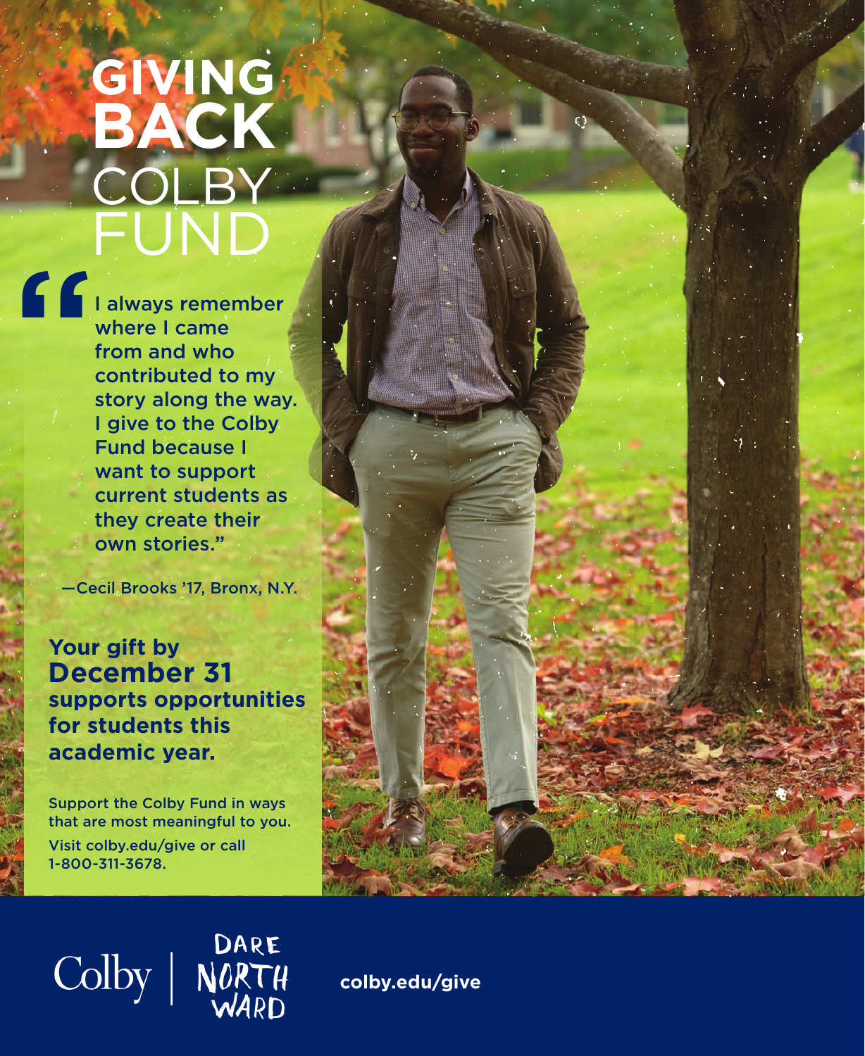# GIVING BACK COLBY FUND

"I always remember where I came from and who contributed to my story along the way. I give to the Colby Fund because I want to support current students as they create their own stories."

—Cecil Brooks '17, Bronx, N.Y.

**Your gift by December 31 supports opportunities for students this academic year.**

Support the Colby Fund in ways that are most meaningful to you.

Visit colby.edu/give or call 1-800-311-3678.

Colby | DARE NORTHWARD

**colby.edu/give**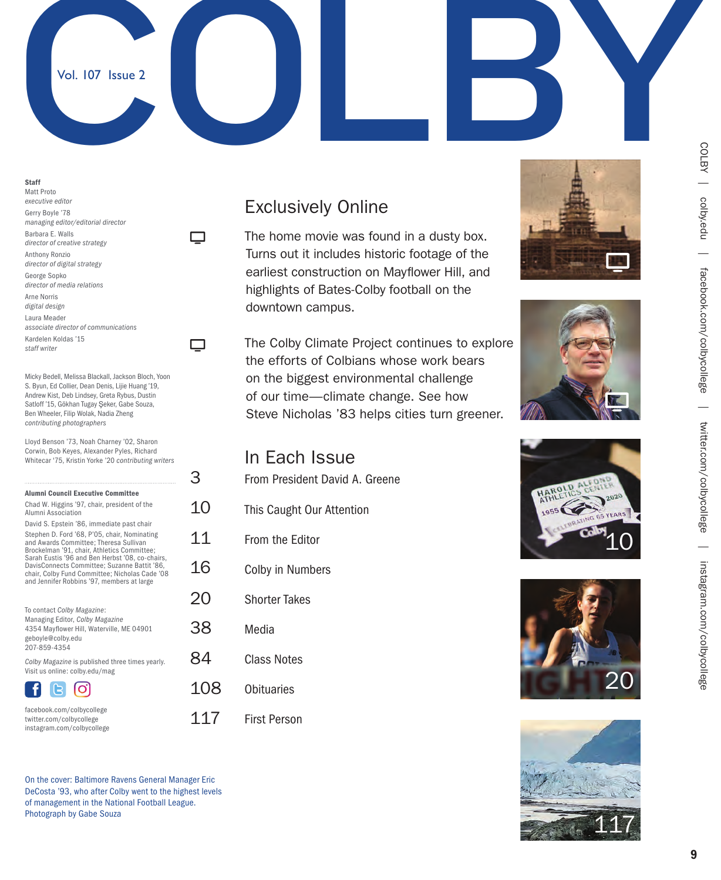# COLBY

Vol. 107 Issue 2

**Staff**

Matt Proto
*executive editor*

Gerry Boyle '78
*managing editor/editorial director*

Barbara E. Walls
*director of creative strategy*

Anthony Ronzio
*director of digital strategy*

George Sopko
*director of media relations*

Arne Norris
*digital design*

Laura Meader
*associate director of communications*

Kardelen Koldas '15
*staff writer*

Micky Bedell, Melissa Blackall, Jackson Bloch, Yoon S. Byun, Ed Collier, Dean Denis, Lijie Huang '19, Andrew Kist, Deb Lindsey, Greta Rybus, Dustin Satloff '15, Gökhan Tugay Şeker, Gabe Souza, Ben Wheeler, Filip Wolak, Nadia Zheng
*contributing photographers*

Lloyd Benson '73, Noah Charney '02, Sharon Corwin, Bob Keyes, Alexander Pyles, Richard Whitecar '75, Kristin Yorke '20 *contributing writers*

**Alumni Council Executive Committee**

Chad W. Higgins '97, chair, president of the Alumni Association

David S. Epstein '86, immediate past chair

Stephen D. Ford '68, P'05, chair, Nominating and Awards Committee; Theresa Sullivan Brockelman '91, chair, Athletics Committee; Sarah Eustis '96 and Ben Herbst '08, co-chairs, DavisConnects Committee; Suzanne Battit '86, chair, Colby Fund Committee; Nicholas Cade '08 and Jennifer Robbins '97, members at large

To contact *Colby Magazine*:
Managing Editor, *Colby Magazine*
4354 Mayflower Hill, Waterville, ME 04901
geboyle@colby.edu
207-859-4354

*Colby Magazine* is published three times yearly.
Visit us online: colby.edu/mag

facebook.com/colbycollege
twitter.com/colbycollege
instagram.com/colbycollege

## Exclusively Online

The home movie was found in a dusty box. Turns out it includes historic footage of the earliest construction on Mayflower Hill, and highlights of Bates-Colby football on the downtown campus.

The Colby Climate Project continues to explore the efforts of Colbians whose work bears on the biggest environmental challenge of our time—climate change. See how Steve Nicholas '83 helps cities turn greener.

## In Each Issue

| | |
|---|---|
| 3 | From President David A. Greene |
| 10 | This Caught Our Attention |
| 11 | From the Editor |
| 16 | Colby in Numbers |
| 20 | Shorter Takes |
| 38 | Media |
| 84 | Class Notes |
| 108 | Obituaries |
| 117 | First Person |

On the cover: Baltimore Ravens General Manager Eric DeCosta '93, who after Colby went to the highest levels of management in the National Football League. Photograph by Gabe Souza

COLBY | colby.edu | facebook.com/colbycollege | twitter.com/colbycollege | instagram.com/colbycollege